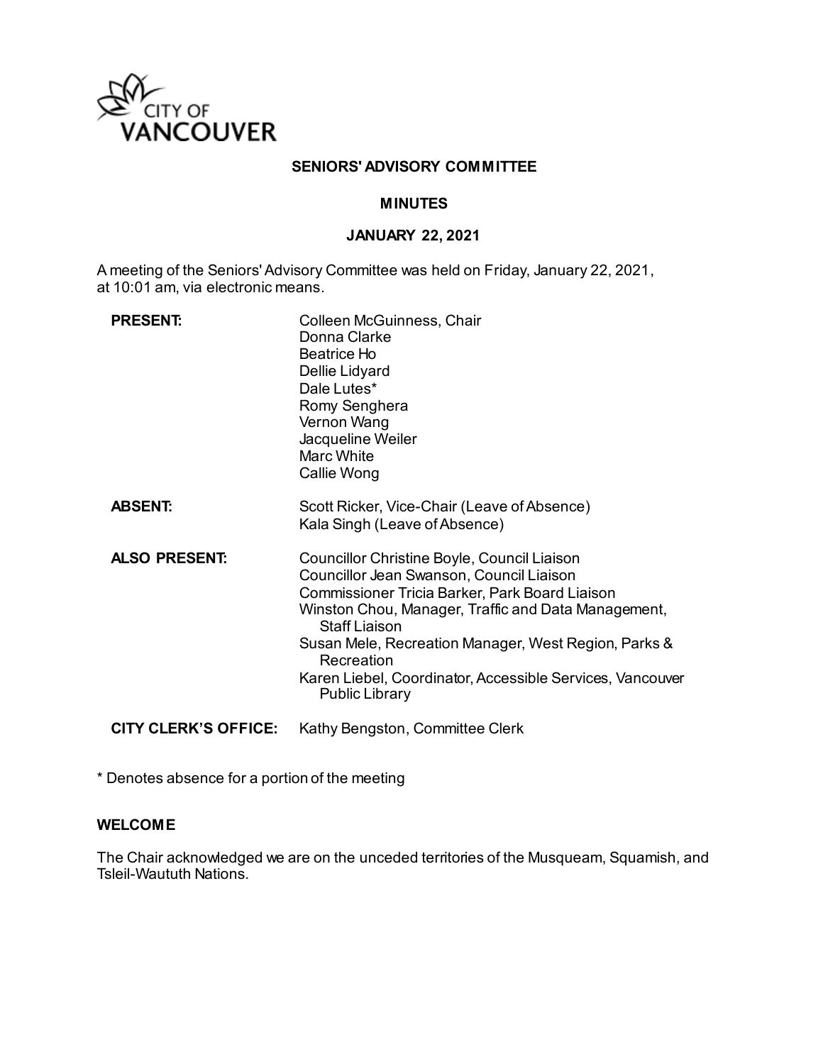CITY OF VANCOUVER

**SENIORS' ADVISORY COMMITTEE**

**MINUTES**

**JANUARY 22, 2021**

A meeting of the Seniors' Advisory Committee was held on Friday, January 22, 2021, at 10:01 am, via electronic means.

| | |
|---|---|
| **PRESENT:** | Colleen McGuinness, Chair<br>Donna Clarke<br>Beatrice Ho<br>Dellie Lidyard<br>Dale Lutes*<br>Romy Senghera<br>Vernon Wang<br>Jacqueline Weiler<br>Marc White<br>Callie Wong |
| **ABSENT:** | Scott Ricker, Vice-Chair (Leave of Absence)<br>Kala Singh (Leave of Absence) |
| **ALSO PRESENT:** | Councillor Christine Boyle, Council Liaison<br>Councillor Jean Swanson, Council Liaison<br>Commissioner Tricia Barker, Park Board Liaison<br>Winston Chou, Manager, Traffic and Data Management, Staff Liaison<br>Susan Mele, Recreation Manager, West Region, Parks & Recreation<br>Karen Liebel, Coordinator, Accessible Services, Vancouver Public Library |
| **CITY CLERK'S OFFICE:** | Kathy Bengston, Committee Clerk |

* Denotes absence for a portion of the meeting

**WELCOME**

The Chair acknowledged we are on the unceded territories of the Musqueam, Squamish, and Tsleil-Waututh Nations.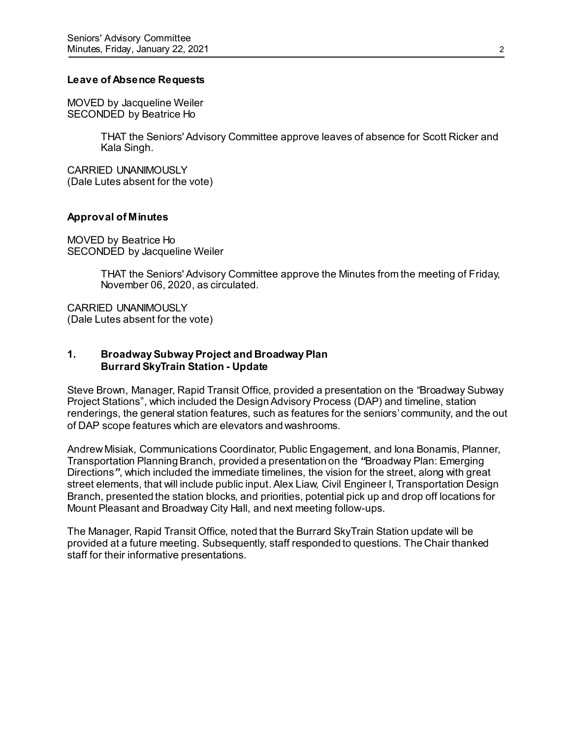**Leave of Absence Requests**

MOVED by Jacqueline Weiler
SECONDED by Beatrice Ho

> THAT the Seniors' Advisory Committee approve leaves of absence for Scott Ricker and Kala Singh.

CARRIED UNANIMOUSLY
(Dale Lutes absent for the vote)

**Approval of Minutes**

MOVED by Beatrice Ho
SECONDED by Jacqueline Weiler

> THAT the Seniors' Advisory Committee approve the Minutes from the meeting of Friday, November 06, 2020, as circulated.

CARRIED UNANIMOUSLY
(Dale Lutes absent for the vote)

## 1. Broadway Subway Project and Broadway Plan Burrard SkyTrain Station - Update

Steve Brown, Manager, Rapid Transit Office, provided a presentation on the "Broadway Subway Project Stations", which included the Design Advisory Process (DAP) and timeline, station renderings, the general station features, such as features for the seniors' community, and the out of DAP scope features which are elevators and washrooms.

Andrew Misiak, Communications Coordinator, Public Engagement, and Iona Bonamis, Planner, Transportation Planning Branch, provided a presentation on the **"**Broadway Plan: Emerging Directions**"**, which included the immediate timelines, the vision for the street, along with great street elements, that will include public input. Alex Liaw, Civil Engineer I, Transportation Design Branch, presented the station blocks, and priorities, potential pick up and drop off locations for Mount Pleasant and Broadway City Hall, and next meeting follow-ups.

The Manager, Rapid Transit Office, noted that the Burrard SkyTrain Station update will be provided at a future meeting. Subsequently, staff responded to questions. The Chair thanked staff for their informative presentations.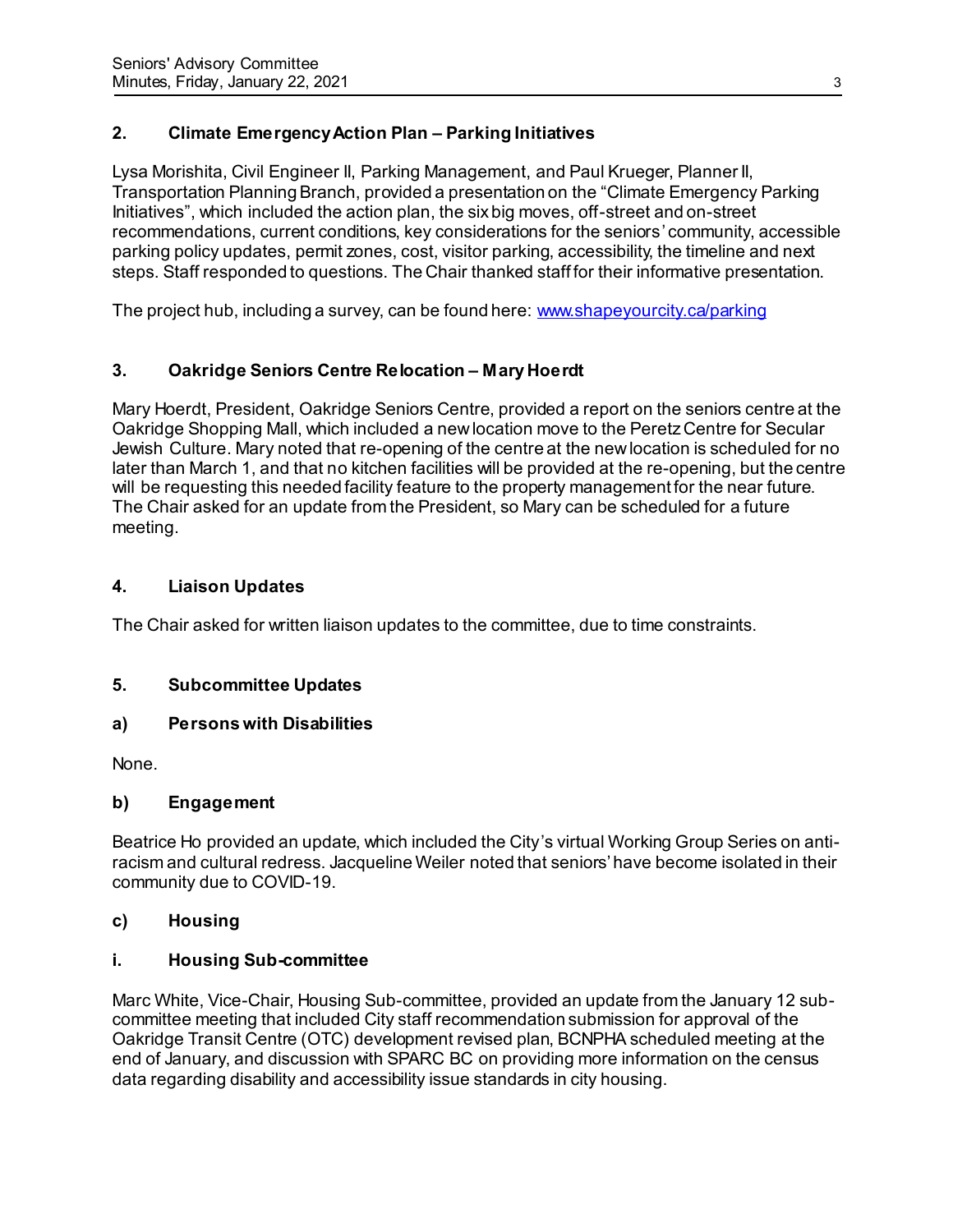## 2. Climate Emergency Action Plan – Parking Initiatives

Lysa Morishita, Civil Engineer II, Parking Management, and Paul Krueger, Planner II, Transportation Planning Branch, provided a presentation on the "Climate Emergency Parking Initiatives", which included the action plan, the six big moves, off-street and on-street recommendations, current conditions, key considerations for the seniors' community, accessible parking policy updates, permit zones, cost, visitor parking, accessibility, the timeline and next steps. Staff responded to questions. The Chair thanked staff for their informative presentation.

The project hub, including a survey, can be found here: [www.shapeyourcity.ca/parking](www.shapeyourcity.ca/parking)

## 3. Oakridge Seniors Centre Relocation – Mary Hoerdt

Mary Hoerdt, President, Oakridge Seniors Centre, provided a report on the seniors centre at the Oakridge Shopping Mall, which included a new location move to the Peretz Centre for Secular Jewish Culture. Mary noted that re-opening of the centre at the new location is scheduled for no later than March 1, and that no kitchen facilities will be provided at the re-opening, but the centre will be requesting this needed facility feature to the property management for the near future. The Chair asked for an update from the President, so Mary can be scheduled for a future meeting.

## 4. Liaison Updates

The Chair asked for written liaison updates to the committee, due to time constraints.

## 5. Subcommittee Updates

### a) Persons with Disabilities

None.

### b) Engagement

Beatrice Ho provided an update, which included the City's virtual Working Group Series on anti-racism and cultural redress. Jacqueline Weiler noted that seniors' have become isolated in their community due to COVID-19.

### c) Housing

#### i. Housing Sub-committee

Marc White, Vice-Chair, Housing Sub-committee, provided an update from the January 12 sub-committee meeting that included City staff recommendation submission for approval of the Oakridge Transit Centre (OTC) development revised plan, BCNPHA scheduled meeting at the end of January, and discussion with SPARC BC on providing more information on the census data regarding disability and accessibility issue standards in city housing.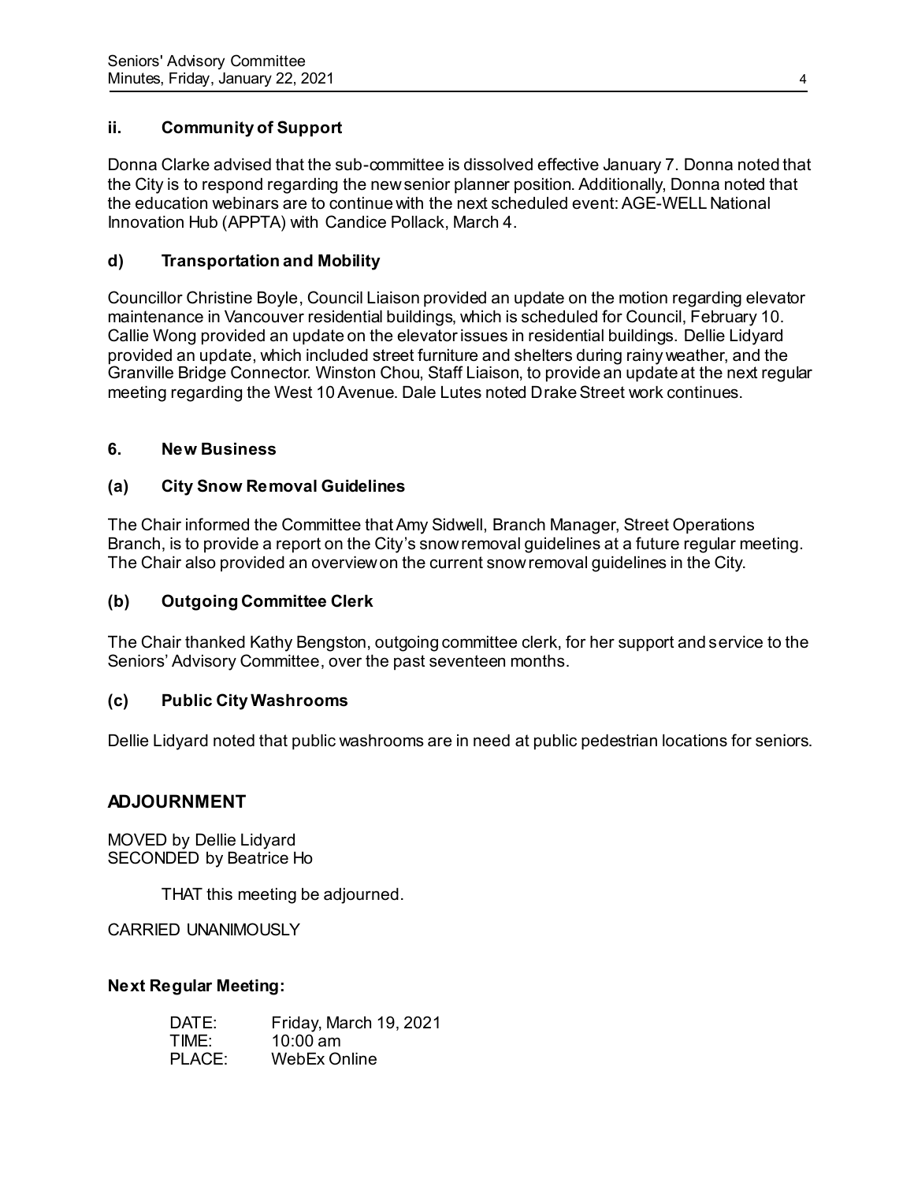#### ii. Community of Support

Donna Clarke advised that the sub-committee is dissolved effective January 7. Donna noted that the City is to respond regarding the new senior planner position. Additionally, Donna noted that the education webinars are to continue with the next scheduled event: AGE-WELL National Innovation Hub (APPTA) with Candice Pollack, March 4.

#### d) Transportation and Mobility

Councillor Christine Boyle, Council Liaison provided an update on the motion regarding elevator maintenance in Vancouver residential buildings, which is scheduled for Council, February 10. Callie Wong provided an update on the elevator issues in residential buildings. Dellie Lidyard provided an update, which included street furniture and shelters during rainy weather, and the Granville Bridge Connector. Winston Chou, Staff Liaison, to provide an update at the next regular meeting regarding the West 10 Avenue. Dale Lutes noted Drake Street work continues.

### 6. New Business

#### (a) City Snow Removal Guidelines

The Chair informed the Committee that Amy Sidwell, Branch Manager, Street Operations Branch, is to provide a report on the City's snow removal guidelines at a future regular meeting. The Chair also provided an overview on the current snow removal guidelines in the City.

#### (b) Outgoing Committee Clerk

The Chair thanked Kathy Bengston, outgoing committee clerk, for her support and service to the Seniors' Advisory Committee, over the past seventeen months.

#### (c) Public City Washrooms

Dellie Lidyard noted that public washrooms are in need at public pedestrian locations for seniors.

## ADJOURNMENT

MOVED by Dellie Lidyard
SECONDED by Beatrice Ho

THAT this meeting be adjourned.

CARRIED UNANIMOUSLY

**Next Regular Meeting:**

DATE: Friday, March 19, 2021
TIME: 10:00 am
PLACE: WebEx Online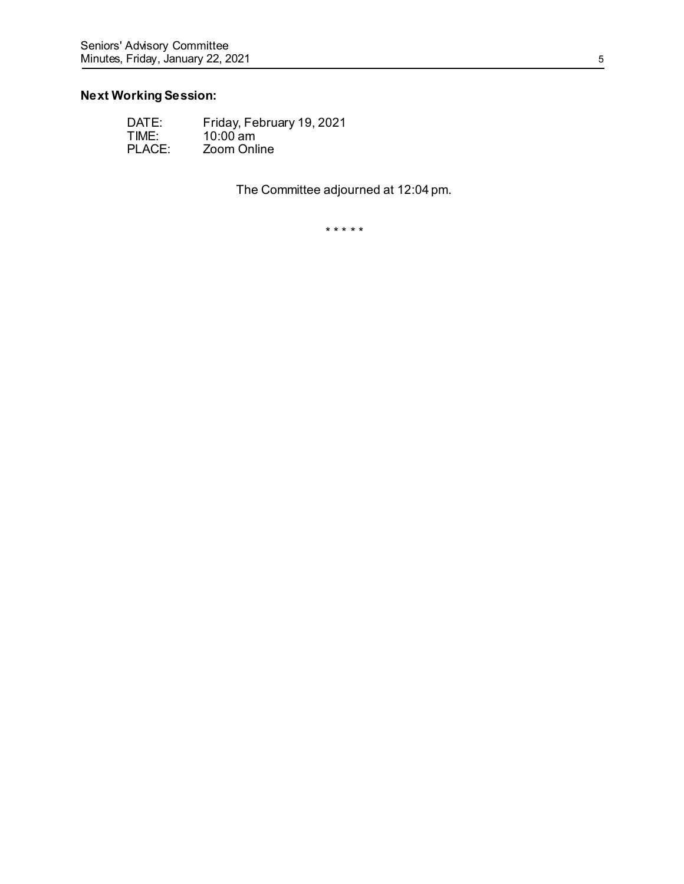**Next Working Session:**

DATE: Friday, February 19, 2021
TIME: 10:00 am
PLACE: Zoom Online

The Committee adjourned at 12:04 pm.

\* \* \* \* \*